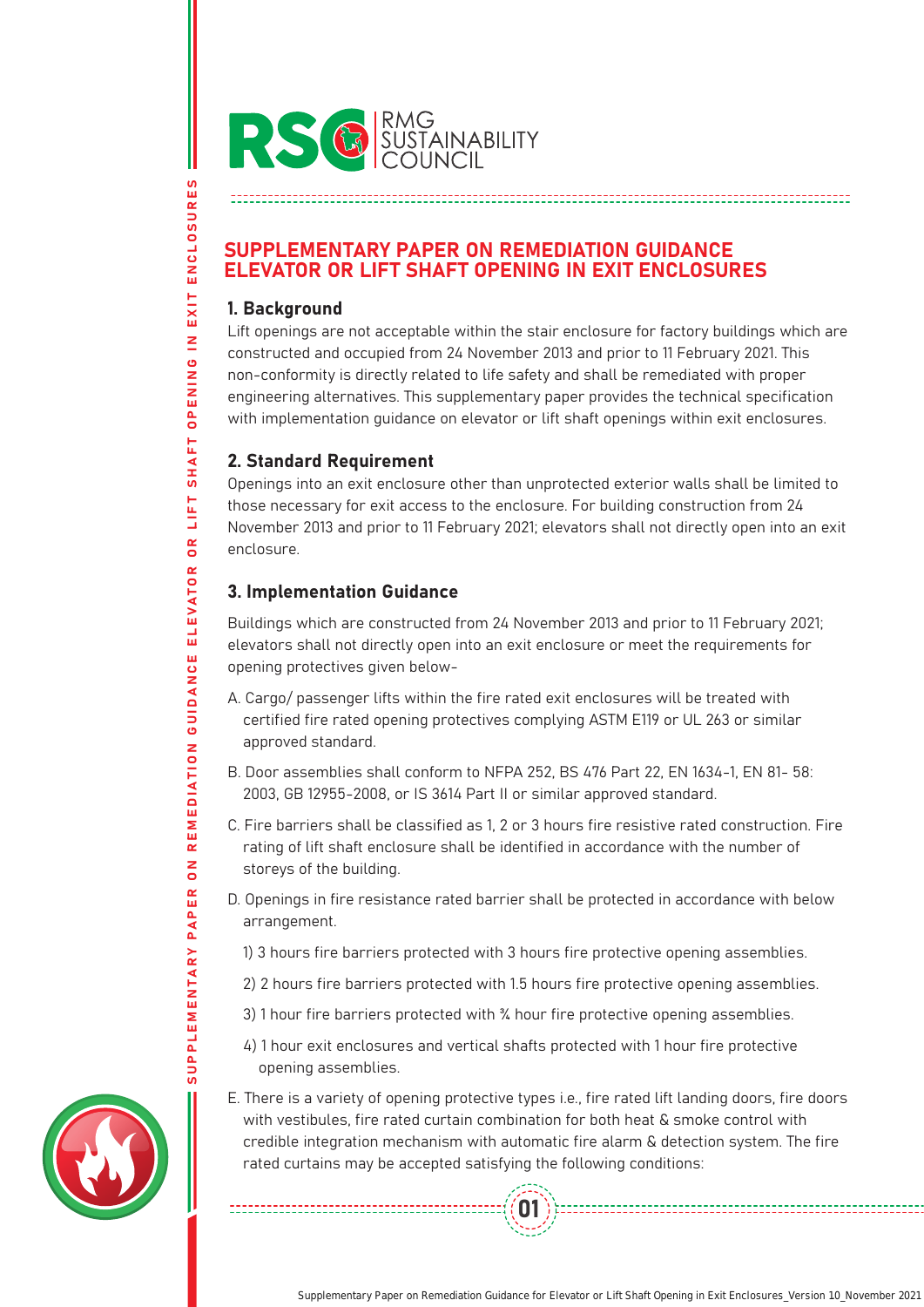RMG SUSTAINABILITY COUNCIL

# SUPPLEMENTARY PAPER ON REMEDIATION GUIDANCE ELEVATOR OR LIFT SHAFT OPENING IN EXIT ENCLOSURES

## 1. Background

Lift openings are not acceptable within the stair enclosure for factory buildings which are constructed and occupied from 24 November 2013 and prior to 11 February 2021. This non-conformity is directly related to life safety and shall be remediated with proper engineering alternatives. This supplementary paper provides the technical specification with implementation guidance on elevator or lift shaft openings within exit enclosures.

## 2. Standard Requirement

Openings into an exit enclosure other than unprotected exterior walls shall be limited to those necessary for exit access to the enclosure. For building construction from 24 November 2013 and prior to 11 February 2021; elevators shall not directly open into an exit enclosure.

## 3. Implementation Guidance

Buildings which are constructed from 24 November 2013 and prior to 11 February 2021; elevators shall not directly open into an exit enclosure or meet the requirements for opening protectives given below-

A. Cargo/ passenger lifts within the fire rated exit enclosures will be treated with certified fire rated opening protectives complying ASTM E119 or UL 263 or similar approved standard.

B. Door assemblies shall conform to NFPA 252, BS 476 Part 22, EN 1634-1, EN 81- 58: 2003, GB 12955-2008, or IS 3614 Part II or similar approved standard.

C. Fire barriers shall be classified as 1, 2 or 3 hours fire resistive rated construction. Fire rating of lift shaft enclosure shall be identified in accordance with the number of storeys of the building.

D. Openings in fire resistance rated barrier shall be protected in accordance with below arrangement.

1) 3 hours fire barriers protected with 3 hours fire protective opening assemblies.

2) 2 hours fire barriers protected with 1.5 hours fire protective opening assemblies.

3) 1 hour fire barriers protected with ¾ hour fire protective opening assemblies.

4) 1 hour exit enclosures and vertical shafts protected with 1 hour fire protective opening assemblies.

E. There is a variety of opening protective types i.e., fire rated lift landing doors, fire doors with vestibules, fire rated curtain combination for both heat & smoke control with credible integration mechanism with automatic fire alarm & detection system. The fire rated curtains may be accepted satisfying the following conditions: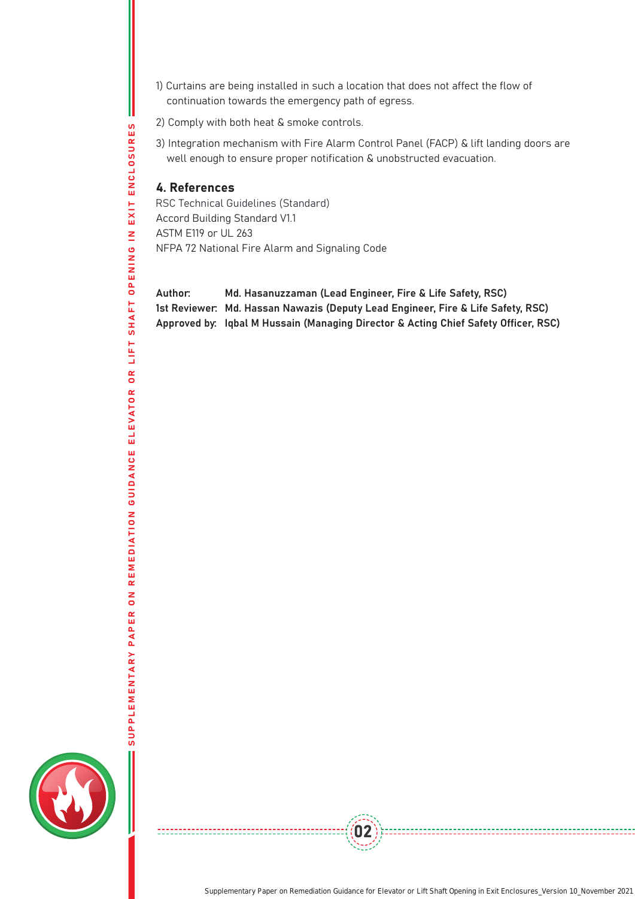1) Curtains are being installed in such a location that does not affect the flow of continuation towards the emergency path of egress.

2) Comply with both heat & smoke controls.

3) Integration mechanism with Fire Alarm Control Panel (FACP) & lift landing doors are well enough to ensure proper notification & unobstructed evacuation.

## 4. References

RSC Technical Guidelines (Standard)
Accord Building Standard V1.1
ASTM E119 or UL 263
NFPA 72 National Fire Alarm and Signaling Code

**Author:** **Md. Hasanuzzaman (Lead Engineer, Fire & Life Safety, RSC)**
**1st Reviewer:** **Md. Hassan Nawazis (Deputy Lead Engineer, Fire & Life Safety, RSC)**
**Approved by:** **Iqbal M Hussain (Managing Director & Acting Chief Safety Officer, RSC)**